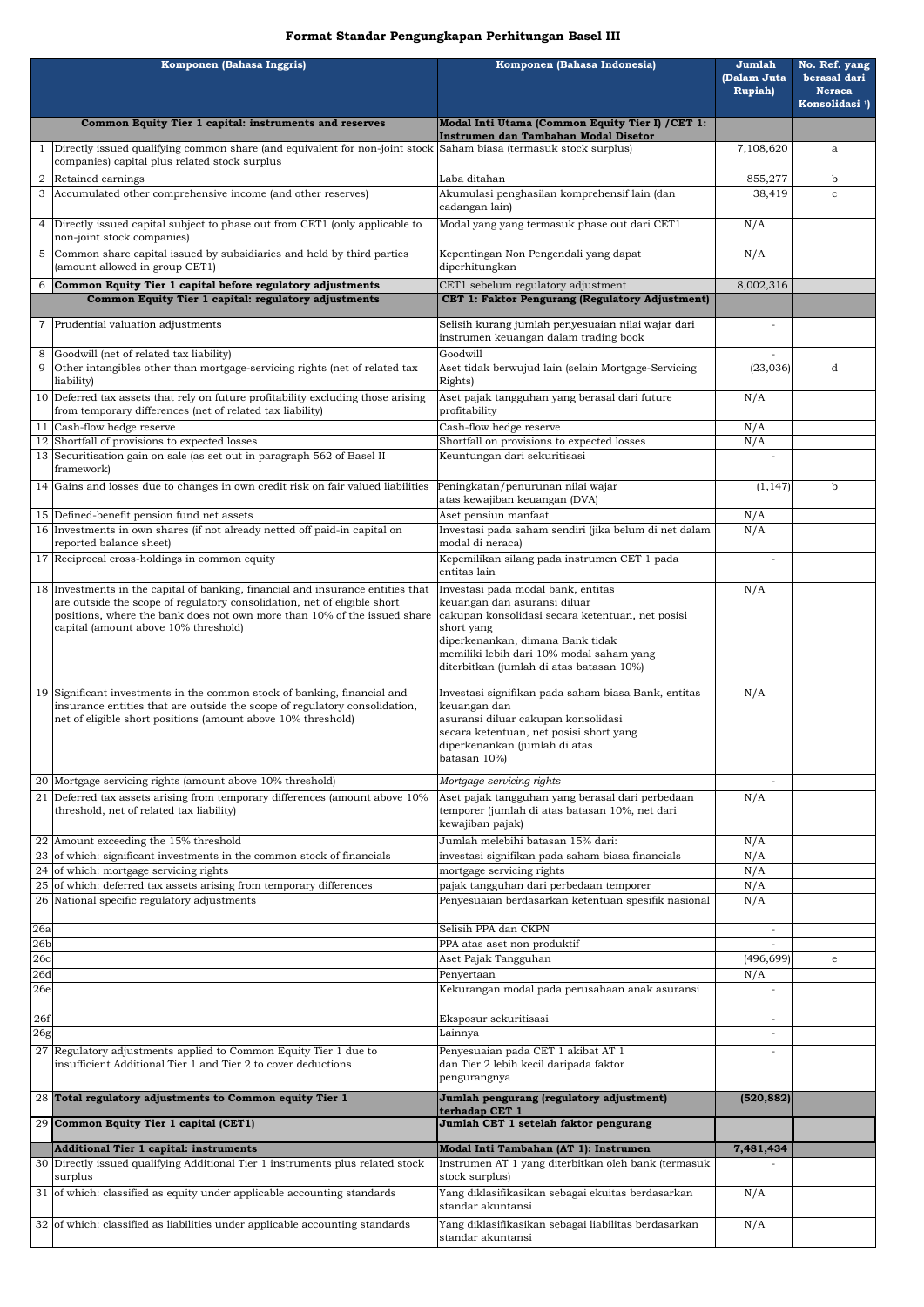# Format Standar Pengungkapan Perhitungan Basel III

| | Komponen (Bahasa Inggris) | Komponen (Bahasa Indonesia) | Jumlah (Dalam Juta Rupiah) | No. Ref. yang berasal dari Neraca Konsolidasi [1]) |
|---|---|---|---|---|
| | **Common Equity Tier 1 capital: instruments and reserves** | **Modal Inti Utama (Common Equity Tier I) /CET 1: Instrumen dan Tambahan Modal Disetor** | | |
| 1 | Directly issued qualifying common share (and equivalent for non-joint stock companies) capital plus related stock surplus | Saham biasa (termasuk stock surplus) | 7,108,620 | a |
| 2 | Retained earnings | Laba ditahan | 855,277 | b |
| 3 | Accumulated other comprehensive income (and other reserves) | Akumulasi penghasilan komprehensif lain (dan cadangan lain) | 38,419 | c |
| 4 | Directly issued capital subject to phase out from CET1 (only applicable to non-joint stock companies) | Modal yang yang termasuk phase out dari CET1 | N/A | |
| 5 | Common share capital issued by subsidiaries and held by third parties (amount allowed in group CET1) | Kepentingan Non Pengendali yang dapat diperhitungkan | N/A | |
| 6 | **Common Equity Tier 1 capital before regulatory adjustments** | CET1 sebelum regulatory adjustment | 8,002,316 | |
| | **Common Equity Tier 1 capital: regulatory adjustments** | **CET 1: Faktor Pengurang (Regulatory Adjustment)** | | |
| 7 | Prudential valuation adjustments | Selisih kurang jumlah penyesuaian nilai wajar dari instrumen keuangan dalam trading book | - | |
| 8 | Goodwill (net of related tax liability) | Goodwill | - | |
| 9 | Other intangibles other than mortgage-servicing rights (net of related tax liability) | Aset tidak berwujud lain (selain Mortgage-Servicing Rights) | (23,036) | d |
| 10 | Deferred tax assets that rely on future profitability excluding those arising from temporary differences (net of related tax liability) | Aset pajak tangguhan yang berasal dari future profitability | N/A | |
| 11 | Cash-flow hedge reserve | Cash-flow hedge reserve | N/A | |
| 12 | Shortfall of provisions to expected losses | Shortfall on provisions to expected losses | N/A | |
| 13 | Securitisation gain on sale (as set out in paragraph 562 of Basel II framework) | Keuntungan dari sekuritisasi | - | |
| 14 | Gains and losses due to changes in own credit risk on fair valued liabilities | Peningkatan/penurunan nilai wajar atas kewajiban keuangan (DVA) | (1,147) | b |
| 15 | Defined-benefit pension fund net assets | Aset pensiun manfaat | N/A | |
| 16 | Investments in own shares (if not already netted off paid-in capital on reported balance sheet) | Investasi pada saham sendiri (jika belum di net dalam modal di neraca) | N/A | |
| 17 | Reciprocal cross-holdings in common equity | Kepemilikan silang pada instrumen CET 1 pada entitas lain | - | |
| 18 | Investments in the capital of banking, financial and insurance entities that are outside the scope of regulatory consolidation, net of eligible short positions, where the bank does not own more than 10% of the issued share capital (amount above 10% threshold) | Investasi pada modal bank, entitas keuangan dan asuransi diluar cakupan konsolidasi secara ketentuan, net posisi short yang diperkenankan, dimana Bank tidak memiliki lebih dari 10% modal saham yang diterbitkan (jumlah di atas batasan 10%) | N/A | |
| 19 | Significant investments in the common stock of banking, financial and insurance entities that are outside the scope of regulatory consolidation, net of eligible short positions (amount above 10% threshold) | Investasi signifikan pada saham biasa Bank, entitas keuangan dan asuransi diluar cakupan konsolidasi secara ketentuan, net posisi short yang diperkenankan (jumlah di atas batasan 10%) | N/A | |
| 20 | Mortgage servicing rights (amount above 10% threshold) | *Mortgage servicing rights* | - | |
| 21 | Deferred tax assets arising from temporary differences (amount above 10% threshold, net of related tax liability) | Aset pajak tangguhan yang berasal dari perbedaan temporer (jumlah di atas batasan 10%, net dari kewajiban pajak) | N/A | |
| 22 | Amount exceeding the 15% threshold | Jumlah melebihi batasan 15% dari: | N/A | |
| 23 | of which: significant investments in the common stock of financials | investasi signifikan pada saham biasa financials | N/A | |
| 24 | of which: mortgage servicing rights | mortgage servicing rights | N/A | |
| 25 | of which: deferred tax assets arising from temporary differences | pajak tangguhan dari perbedaan temporer | N/A | |
| 26 | National specific regulatory adjustments | Penyesuaian berdasarkan ketentuan spesifik nasional | N/A | |
| 26a | | Selisih PPA dan CKPN | - | |
| 26b | | PPA atas aset non produktif | - | |
| 26c | | Aset Pajak Tangguhan | (496,699) | e |
| 26d | | Penyertaan | N/A | |
| 26e | | Kekurangan modal pada perusahaan anak asuransi | - | |
| 26f | | Eksposur sekuritisasi | - | |
| 26g | | Lainnya | - | |
| 27 | Regulatory adjustments applied to Common Equity Tier 1 due to insufficient Additional Tier 1 and Tier 2 to cover deductions | Penyesuaian pada CET 1 akibat AT 1 dan Tier 2 lebih kecil daripada faktor pengurangnya | - | |
| 28 | **Total regulatory adjustments to Common equity Tier 1** | **Jumlah pengurang (regulatory adjustment) terhadap CET 1** | **(520,882)** | |
| 29 | **Common Equity Tier 1 capital (CET1)** | **Jumlah CET 1 setelah faktor pengurang** | | |
| | **Additional Tier 1 capital: instruments** | **Modal Inti Tambahan (AT 1): Instrumen** | **7,481,434** | |
| 30 | Directly issued qualifying Additional Tier 1 instruments plus related stock surplus | Instrumen AT 1 yang diterbitkan oleh bank (termasuk stock surplus) | - | |
| 31 | of which: classified as equity under applicable accounting standards | Yang diklasifikasikan sebagai ekuitas berdasarkan standar akuntansi | N/A | |
| 32 | of which: classified as liabilities under applicable accounting standards | Yang diklasifikasikan sebagai liabilitas berdasarkan standar akuntansi | N/A | |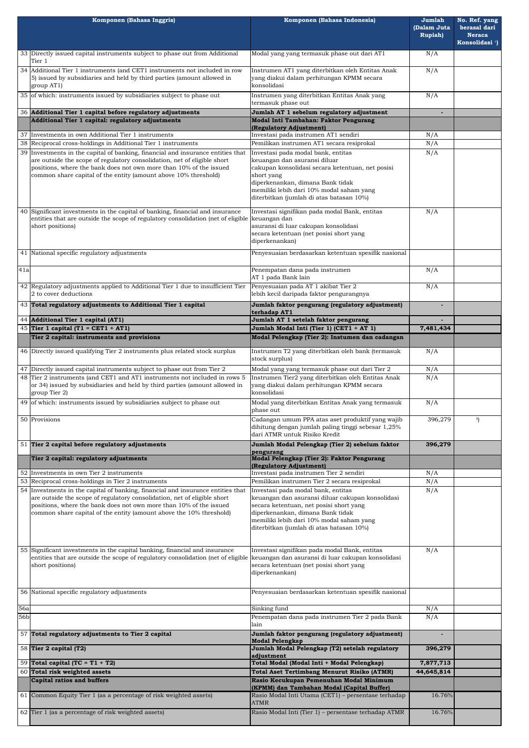| | Komponen (Bahasa Inggris) | Komponen (Bahasa Indonesia) | Jumlah (Dalam Juta Rupiah) | No. Ref. yang berasal dari Neraca Konsolidasi [1]) |
|---|---|---|---|---|
| 33 | Directly issued capital instruments subject to phase out from Additional Tier 1 | Modal yang yang termasuk phase out dari AT1 | N/A | |
| 34 | Additional Tier 1 instruments (and CET1 instruments not included in row 5) issued by subsidiaries and held by third parties (amount allowed in group AT1) | Instrumen AT1 yang diterbitkan oleh Entitas Anak yang diakui dalam perhitungan KPMM secara konsolidasi | N/A | |
| 35 | of which: instruments issued by subsidiaries subject to phase out | Instrumen yang diterbitkan Entitas Anak yang termasuk phase out | N/A | |
| 36 | **Additional Tier 1 capital before regulatory adjustments** | **Jumlah AT 1 sebelum regulatory adjustment** | **-** | |
| | **Additional Tier 1 capital: regulatory adjustments** | **Modal Inti Tambahan: Faktor Pengurang (Regulatory Adjustment)** | | |
| 37 | Investments in own Additional Tier 1 instruments | Investasi pada instrumen AT1 sendiri | N/A | |
| 38 | Reciprocal cross-holdings in Additional Tier 1 instruments | Pemilikan instrumen AT1 secara resiprokal | N/A | |
| 39 | Investments in the capital of banking, financial and insurance entities that are outside the scope of regulatory consolidation, net of eligible short positions, where the bank does not own more than 10% of the issued common share capital of the entity (amount above 10% threshold) | Investasi pada modal bank, entitas keuangan dan asuransi diluar cakupan konsolidasi secara ketentuan, net posisi short yang diperkenankan, dimana Bank tidak memiliki lebih dari 10% modal saham yang diterbitkan (jumlah di atas batasan 10%) | N/A | |
| 40 | Significant investments in the capital of banking, financial and insurance entities that are outside the scope of regulatory consolidation (net of eligible short positions) | Investasi signifikan pada modal Bank, entitas keuangan dan asuransi di luar cakupan konsolidasi secara ketentuan (net posisi short yang diperkenankan) | N/A | |
| 41 | National specific regulatory adjustments | Penyesuaian berdasarkan ketentuan spesifik nasional | | |
| 41a | | Penempatan dana pada instrumen AT 1 pada Bank lain | N/A | |
| 42 | Regulatory adjustments applied to Additional Tier 1 due to insufficient Tier 2 to cover deductions | Penyesuaian pada AT 1 akibat Tier 2 lebih kecil daripada faktor pengurangnya | N/A | |
| 43 | **Total regulatory adjustments to Additional Tier 1 capital** | **Jumlah faktor pengurang (regulatory adjustment) terhadap AT1** | **-** | |
| 44 | **Additional Tier 1 capital (AT1)** | **Jumlah AT 1 setelah faktor pengurang** | **-** | |
| 45 | **Tier 1 capital (T1 = CET1 + AT1)** | **Jumlah Modal Inti (Tier 1) (CET1 + AT 1)** | **7,481,434** | |
| | **Tier 2 capital: instruments and provisions** | **Modal Pelengkap (Tier 2): Instumen dan cadangan** | | |
| 46 | Directly issued qualifying Tier 2 instruments plus related stock surplus | Instrumen T2 yang diterbitkan oleh bank (termasuk stock surplus) | N/A | |
| 47 | Directly issued capital instruments subject to phase out from Tier 2 | Modal yang yang termasuk phase out dari Tier 2 | N/A | |
| 48 | Tier 2 instruments (and CET1 and AT1 instruments not included in rows 5 or 34) issued by subsidiaries and held by third parties (amount allowed in group Tier 2) | Instrumen Tier2 yang diterbitkan oleh Entitas Anak yang diakui dalam perhitungan KPMM secara konsolidasi | N/A | |
| 49 | of which: instruments issued by subsidiaries subject to phase out | Modal yang diterbitkan Entitas Anak yang termasuk phase out | N/A | |
| 50 | Provisions | Cadangan umum PPA atas aset produktif yang wajib dihitung dengan jumlah paling tinggi sebesar 1,25% dari ATMR untuk Risiko Kredit | 396,279 | [3]) |
| 51 | **Tier 2 capital before regulatory adjustments** | **Jumlah Modal Pelengkap (Tier 2) sebelum faktor pengurang** | **396,279** | |
| | **Tier 2 capital: regulatory adjustments** | **Modal Pelengkap (Tier 2): Faktor Pengurang (Regulatory Adjustment)** | | |
| 52 | Investments in own Tier 2 instruments | Investasi pada instrumen Tier 2 sendiri | N/A | |
| 53 | Reciprocal cross-holdings in Tier 2 instruments | Pemilikan instrumen Tier 2 secara resiprokal | N/A | |
| 54 | Investments in the capital of banking, financial and insurance entities that are outside the scope of regulatory consolidation, net of eligible short positions, where the bank does not own more than 10% of the issued common share capital of the entity (amount above the 10% threshold) | Investasi pada modal bank, entitas keuangan dan asuransi diluar cakupan konsolidasi secara ketentuan, net posisi short yang diperkenankan, dimana Bank tidak memiliki lebih dari 10% modal saham yang diterbitkan (jumlah di atas batasan 10%) | N/A | |
| 55 | Significant investments in the capital banking, financial and insurance entities that are outside the scope of regulatory consolidation (net of eligible short positions) | Investasi signifikan pada modal Bank, entitas keuangan dan asuransi di luar cakupan konsolidasi secara ketentuan (net posisi short yang diperkenankan) | N/A | |
| 56 | National specific regulatory adjustments | Penyesuaian berdasarkan ketentuan spesifik nasional | | |
| 56a | | Sinking fund | N/A | |
| 56b | | Penempatan dana pada instrumen Tier 2 pada Bank lain | N/A | |
| 57 | **Total regulatory adjustments to Tier 2 capital** | **Jumlah faktor pengurang (regulatory adjustment) Modal Pelengkap** | **-** | |
| 58 | **Tier 2 capital (T2)** | **Jumlah Modal Pelengkap (T2) setelah regulatory adjustment** | **396,279** | |
| 59 | **Total capital (TC = T1 + T2)** | **Total Modal (Modal Inti + Modal Pelengkap)** | **7,877,713** | |
| 60 | **Total risk weighted assets** | **Total Aset Tertimbang Menurut Risiko (ATMR)** | **44,645,814** | |
| | **Capital ratios and buffers** | **Rasio Kecukupan Pemenuhan Modal Minimum (KPMM) dan Tambahan Modal (Capital Buffer)** | | |
| 61 | Common Equity Tier 1 (as a percentage of risk weighted assets) | Rasio Modal Inti Utama (CET1) – persentase terhadap ATMR | 16.76% | |
| 62 | Tier 1 (as a percentage of risk weighted assets) | Rasio Modal Inti (Tier 1) – persentase terhadap ATMR | 16.76% | |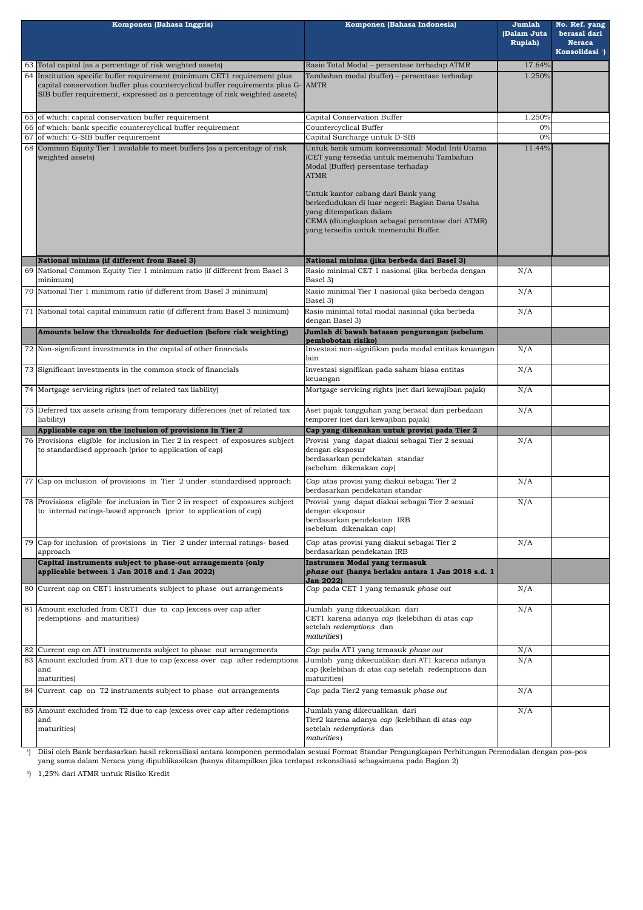| | Komponen (Bahasa Inggris) | Komponen (Bahasa Indonesia) | Jumlah (Dalam Juta Rupiah) | No. Ref. yang berasal dari Neraca Konsolidasi [1]) |
|---|---|---|---|---|
| 63 | Total capital (as a percentage of risk weighted assets) | Rasio Total Modal – persentase terhadap ATMR | 17.64% | |
| 64 | Institution specific buffer requirement (minimum CET1 requirement plus capital conservation buffer plus countercyclical buffer requirements plus G-SIB buffer requirement, expressed as a percentage of risk weighted assets) | Tambahan modal (buffer) – persentase terhadap AMTR | 1.250% | |
| 65 | of which: capital conservation buffer requirement | Capital Conservation Buffer | 1.250% | |
| 66 | of which: bank specific countercyclical buffer requirement | Countercyclical Buffer | 0% | |
| 67 | of which: G-SIB buffer requirement | Capital Surcharge untuk D-SIB | 0% | |
| 68 | Common Equity Tier 1 available to meet buffers (as a percentage of risk weighted assets) | Untuk bank umum konvensional: Modal Inti Utama (CET yang tersedia untuk memenuhi Tambahan Modal (Buffer) persentase terhadap ATMR<br><br>Untuk kantor cabang dari Bank yang berkedudukan di luar negeri: Bagian Dana Usaha yang ditempatkan dalam CEMA (diungkapkan sebagai persentase dari ATMR) yang tersedia untuk memenuhi Buffer. | 11.44% | |
| | **National minima (if different from Basel 3)** | **National minima (jika berbeda dari Basel 3)** | | |
| 69 | National Common Equity Tier 1 minimum ratio (if different from Basel 3 minimum) | Rasio minimal CET 1 nasional (jika berbeda dengan Basel 3) | N/A | |
| 70 | National Tier 1 minimum ratio (if different from Basel 3 minimum) | Rasio minimal Tier 1 nasional (jika berbeda dengan Basel 3) | N/A | |
| 71 | National total capital minimum ratio (if different from Basel 3 minimum) | Rasio minimal total modal nasional (jika berbeda dengan Basel 3) | N/A | |
| | **Amounts below the thresholds for deduction (before risk weighting)** | **Jumlah di bawah batasan pengurangan (sebelum pembobotan risiko)** | | |
| 72 | Non-significant investments in the capital of other financials | Investasi non-signifikan pada modal entitas keuangan lain | N/A | |
| 73 | Significant investments in the common stock of financials | Investasi signifikan pada saham biasa entitas keuangan | N/A | |
| 74 | Mortgage servicing rights (net of related tax liability) | Mortgage servicing rights (net dari kewajiban pajak) | N/A | |
| 75 | Deferred tax assets arising from temporary differences (net of related tax liability) | Aset pajak tangguhan yang berasal dari perbedaan temporer (net dari kewajiban pajak) | N/A | |
| | **Applicable caps on the inclusion of provisions in Tier 2** | **Cap yang dikenakan untuk provisi pada Tier 2** | | |
| 76 | Provisions eligible for inclusion in Tier 2 in respect of exposures subject to standardised approach (prior to application of cap) | Provisi yang dapat diakui sebagai Tier 2 sesuai dengan eksposur berdasarkan pendekatan standar (sebelum dikenakan *cap*) | N/A | |
| 77 | Cap on inclusion of provisions in Tier 2 under standardised approach | *Cap* atas provisi yang diakui sebagai Tier 2 berdasarkan pendekatan standar | N/A | |
| 78 | Provisions eligible for inclusion in Tier 2 in respect of exposures subject to internal ratings-based approach (prior to application of cap) | Provisi yang dapat diakui sebagai Tier 2 sesuai dengan eksposur berdasarkan pendekatan IRB (sebelum dikenakan *cap*) | N/A | |
| 79 | Cap for inclusion of provisions in Tier 2 under internal ratings- based approach | *Cap* atas provisi yang diakui sebagai Tier 2 berdasarkan pendekatan IRB | N/A | |
| | **Capital instruments subject to phase-out arrangements (only applicable between 1 Jan 2018 and 1 Jan 2022)** | **Instrumen Modal yang termasuk *phase out* (hanya berlaku antara 1 Jan 2018 s.d. 1 Jan 2022)** | | |
| 80 | Current cap on CET1 instruments subject to phase out arrangements | *Cap* pada CET 1 yang temasuk *phase out* | N/A | |
| 81 | Amount excluded from CET1 due to cap (excess over cap after redemptions and maturities) | Jumlah yang dikecualikan dari CET1 karena adanya *cap* (kelebihan di atas *cap* setelah *redemptions* dan *maturities*) | N/A | |
| 82 | Current cap on AT1 instruments subject to phase out arrangements | *Cap* pada AT1 yang temasuk *phase out* | N/A | |
| 83 | Amount excluded from AT1 due to cap (excess over cap after redemptions and maturities) | Jumlah yang dikecualikan dari AT1 karena adanya cap (kelebihan di atas cap setelah redemptions dan maturities) | N/A | |
| 84 | Current cap on T2 instruments subject to phase out arrangements | *Cap* pada Tier2 yang temasuk *phase out* | N/A | |
| 85 | Amount excluded from T2 due to cap (excess over cap after redemptions and maturities) | Jumlah yang dikecualikan dari Tier2 karena adanya *cap* (kelebihan di atas *cap* setelah *redemptions* dan *maturities*) | N/A | |

[1]) Diisi oleh Bank berdasarkan hasil rekonsiliasi antara komponen permodalan sesuai Format Standar Pengungkapan Perhitungan Permodalan dengan pos-pos yang sama dalam Neraca yang dipublikasikan (hanya ditampilkan jika terdapat rekonsiliasi sebagaimana pada Bagian 2)

[3]) 1,25% dari ATMR untuk Risiko Kredit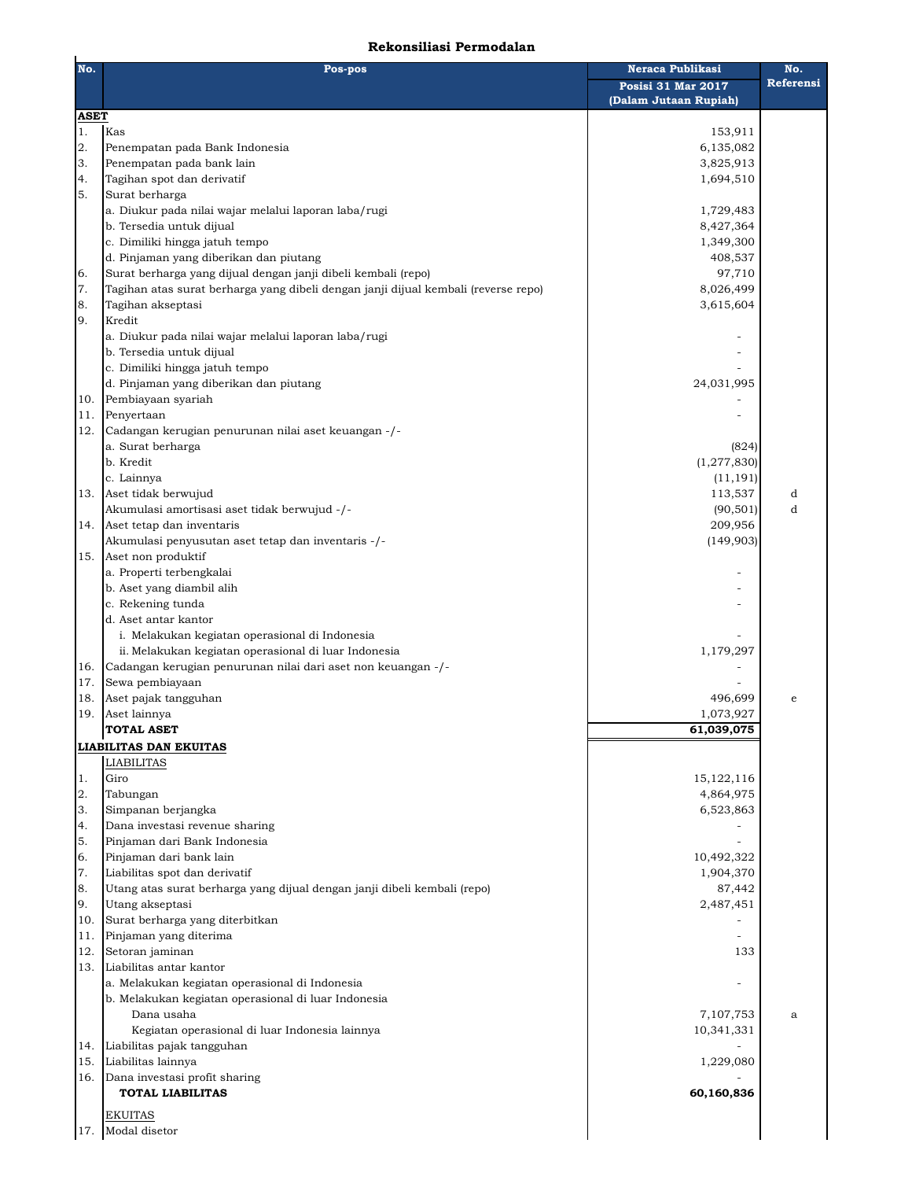## Rekonsiliasi Permodalan

| No. | Pos-pos | Neraca Publikasi Posisi 31 Mar 2017 (Dalam Jutaan Rupiah) | No. Referensi |
|---|---|---|---|
| **ASET** | | | |
| 1. | Kas | 153,911 | |
| 2. | Penempatan pada Bank Indonesia | 6,135,082 | |
| 3. | Penempatan pada bank lain | 3,825,913 | |
| 4. | Tagihan spot dan derivatif | 1,694,510 | |
| 5. | Surat berharga | | |
| | a. Diukur pada nilai wajar melalui laporan laba/rugi | 1,729,483 | |
| | b. Tersedia untuk dijual | 8,427,364 | |
| | c. Dimiliki hingga jatuh tempo | 1,349,300 | |
| | d. Pinjaman yang diberikan dan piutang | 408,537 | |
| 6. | Surat berharga yang dijual dengan janji dibeli kembali (repo) | 97,710 | |
| 7. | Tagihan atas surat berharga yang dibeli dengan janji dijual kembali (reverse repo) | 8,026,499 | |
| 8. | Tagihan akseptasi | 3,615,604 | |
| 9. | Kredit | | |
| | a. Diukur pada nilai wajar melalui laporan laba/rugi | - | |
| | b. Tersedia untuk dijual | - | |
| | c. Dimiliki hingga jatuh tempo | - | |
| | d. Pinjaman yang diberikan dan piutang | 24,031,995 | |
| 10. | Pembiayaan syariah | - | |
| 11. | Penyertaan | - | |
| 12. | Cadangan kerugian penurunan nilai aset keuangan -/- | | |
| | a. Surat berharga | (824) | |
| | b. Kredit | (1,277,830) | |
| | c. Lainnya | (11,191) | |
| 13. | Aset tidak berwujud | 113,537 | d |
| | Akumulasi amortisasi aset tidak berwujud -/- | (90,501) | d |
| 14. | Aset tetap dan inventaris | 209,956 | |
| | Akumulasi penyusutan aset tetap dan inventaris -/- | (149,903) | |
| 15. | Aset non produktif | | |
| | a. Properti terbengkalai | - | |
| | b. Aset yang diambil alih | - | |
| | c. Rekening tunda | - | |
| | d. Aset antar kantor | | |
| | i. Melakukan kegiatan operasional di Indonesia | - | |
| | ii. Melakukan kegiatan operasional di luar Indonesia | 1,179,297 | |
| 16. | Cadangan kerugian penurunan nilai dari aset non keuangan -/- | - | |
| 17. | Sewa pembiayaan | - | |
| 18. | Aset pajak tangguhan | 496,699 | e |
| 19. | Aset lainnya | 1,073,927 | |
| | **TOTAL ASET** | **61,039,075** | |
| **LIABILITAS DAN EKUITAS** | | | |
| | LIABILITAS | | |
| 1. | Giro | 15,122,116 | |
| 2. | Tabungan | 4,864,975 | |
| 3. | Simpanan berjangka | 6,523,863 | |
| 4. | Dana investasi revenue sharing | - | |
| 5. | Pinjaman dari Bank Indonesia | - | |
| 6. | Pinjaman dari bank lain | 10,492,322 | |
| 7. | Liabilitas spot dan derivatif | 1,904,370 | |
| 8. | Utang atas surat berharga yang dijual dengan janji dibeli kembali (repo) | 87,442 | |
| 9. | Utang akseptasi | 2,487,451 | |
| 10. | Surat berharga yang diterbitkan | - | |
| 11. | Pinjaman yang diterima | - | |
| 12. | Setoran jaminan | 133 | |
| 13. | Liabilitas antar kantor | | |
| | a. Melakukan kegiatan operasional di Indonesia | - | |
| | b. Melakukan kegiatan operasional di luar Indonesia | | |
| | Dana usaha | 7,107,753 | a |
| | Kegiatan operasional di luar Indonesia lainnya | 10,341,331 | |
| 14. | Liabilitas pajak tangguhan | - | |
| 15. | Liabilitas lainnya | 1,229,080 | |
| 16. | Dana investasi profit sharing | - | |
| | **TOTAL LIABILITAS** | **60,160,836** | |
| | EKUITAS | | |
| 17. | Modal disetor | | |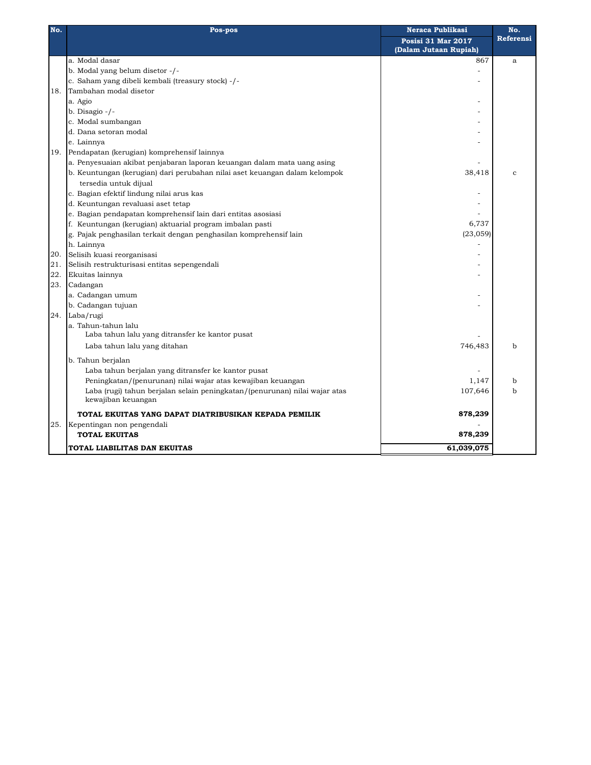| No. | Pos-pos | Neraca Publikasi | No. Referensi |
|---|---|---|---|
| | | Posisi 31 Mar 2017 (Dalam Jutaan Rupiah) | |
| | a. Modal dasar | 867 | a |
| | b. Modal yang belum disetor -/- | - | |
| | c. Saham yang dibeli kembali (treasury stock) -/- | - | |
| 18. | Tambahan modal disetor | | |
| | a. Agio | - | |
| | b. Disagio -/- | - | |
| | c. Modal sumbangan | - | |
| | d. Dana setoran modal | - | |
| | e. Lainnya | - | |
| 19. | Pendapatan (kerugian) komprehensif lainnya | | |
| | a. Penyesuaian akibat penjabaran laporan keuangan dalam mata uang asing | - | |
| | b. Keuntungan (kerugian) dari perubahan nilai aset keuangan dalam kelompok tersedia untuk dijual | 38,418 | c |
| | c. Bagian efektif lindung nilai arus kas | - | |
| | d. Keuntungan revaluasi aset tetap | - | |
| | e. Bagian pendapatan komprehensif lain dari entitas asosiasi | - | |
| | f. Keuntungan (kerugian) aktuarial program imbalan pasti | 6,737 | |
| | g. Pajak penghasilan terkait dengan penghasilan komprehensif lain | (23,059) | |
| | h. Lainnya | - | |
| 20. | Selisih kuasi reorganisasi | - | |
| 21. | Selisih restrukturisasi entitas sepengendali | - | |
| 22. | Ekuitas lainnya | - | |
| 23. | Cadangan | | |
| | a. Cadangan umum | - | |
| | b. Cadangan tujuan | - | |
| 24. | Laba/rugi | | |
| | a. Tahun-tahun lalu | | |
| | Laba tahun lalu yang ditransfer ke kantor pusat | - | |
| | Laba tahun lalu yang ditahan | 746,483 | b |
| | b. Tahun berjalan | | |
| | Laba tahun berjalan yang ditransfer ke kantor pusat | - | |
| | Peningkatan/(penurunan) nilai wajar atas kewajiban keuangan | 1,147 | b |
| | Laba (rugi) tahun berjalan selain peningkatan/(penurunan) nilai wajar atas kewajiban keuangan | 107,646 | b |
| | **TOTAL EKUITAS YANG DAPAT DIATRIBUSIKAN KEPADA PEMILIK** | **878,239** | |
| 25. | Kepentingan non pengendali | - | |
| | **TOTAL EKUITAS** | **878,239** | |
| | **TOTAL LIABILITAS DAN EKUITAS** | **61,039,075** | |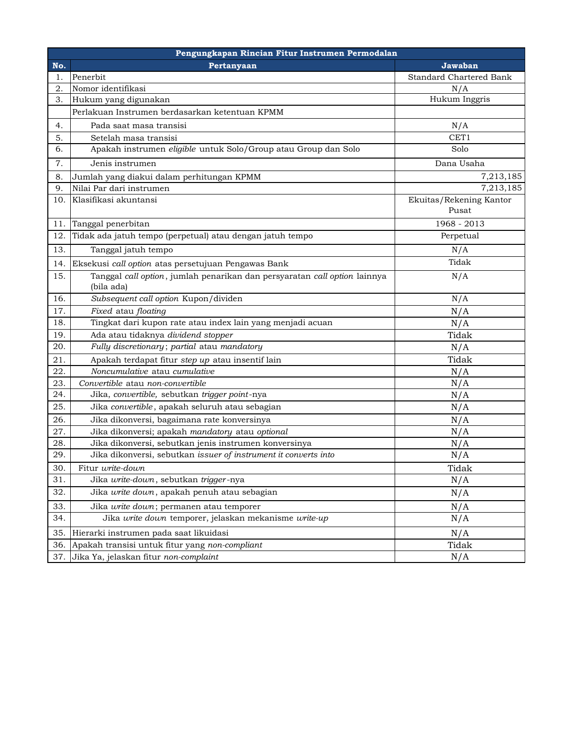| Pengungkapan Rincian Fitur Instrumen Permodalan | | |
|---|---|---|
| **No.** | **Pertanyaan** | **Jawaban** |
| 1. | Penerbit | Standard Chartered Bank |
| 2. | Nomor identifikasi | N/A |
| 3. | Hukum yang digunakan | Hukum Inggris |
| | Perlakuan Instrumen berdasarkan ketentuan KPMM | |
| 4. | Pada saat masa transisi | N/A |
| 5. | Setelah masa transisi | CET1 |
| 6. | Apakah instrumen *eligible* untuk Solo/Group atau Group dan Solo | Solo |
| 7. | Jenis instrumen | Dana Usaha |
| 8. | Jumlah yang diakui dalam perhitungan KPMM | 7,213,185 |
| 9. | Nilai Par dari instrumen | 7,213,185 |
| 10. | Klasifikasi akuntansi | Ekuitas/Rekening Kantor Pusat |
| 11. | Tanggal penerbitan | 1968 - 2013 |
| 12. | Tidak ada jatuh tempo (perpetual) atau dengan jatuh tempo | Perpetual |
| 13. | Tanggal jatuh tempo | N/A |
| 14. | Eksekusi *call option* atas persetujuan Pengawas Bank | Tidak |
| 15. | Tanggal *call option*, jumlah penarikan dan persyaratan *call option* lainnya (bila ada) | N/A |
| 16. | *Subsequent call option* Kupon/dividen | N/A |
| 17. | *Fixed* atau *floating* | N/A |
| 18. | Tingkat dari kupon rate atau index lain yang menjadi acuan | N/A |
| 19. | Ada atau tidaknya *dividend stopper* | Tidak |
| 20. | *Fully discretionary*; *partial* atau *mandatory* | N/A |
| 21. | Apakah terdapat fitur *step up* atau insentif lain | Tidak |
| 22. | *Noncumulative* atau *cumulative* | N/A |
| 23. | *Convertible* atau *non-convertible* | N/A |
| 24. | Jika, *convertible,* sebutkan *trigger point*-nya | N/A |
| 25. | Jika *convertible*, apakah seluruh atau sebagian | N/A |
| 26. | Jika dikonversi, bagaimana rate konversinya | N/A |
| 27. | Jika dikonversi; apakah *mandatory* atau *optional* | N/A |
| 28. | Jika dikonversi, sebutkan jenis instrumen konversinya | N/A |
| 29. | Jika dikonversi, sebutkan *issuer of instrument it converts into* | N/A |
| 30. | Fitur *write-down* | Tidak |
| 31. | Jika *write-down*, sebutkan *trigger*-nya | N/A |
| 32. | Jika *write down*, apakah penuh atau sebagian | N/A |
| 33. | Jika *write down*; permanen atau temporer | N/A |
| 34. | Jika *write down* temporer, jelaskan mekanisme *write-up* | N/A |
| 35. | Hierarki instrumen pada saat likuidasi | N/A |
| 36. | Apakah transisi untuk fitur yang *non-compliant* | Tidak |
| 37. | Jika Ya, jelaskan fitur *non-complaint* | N/A |